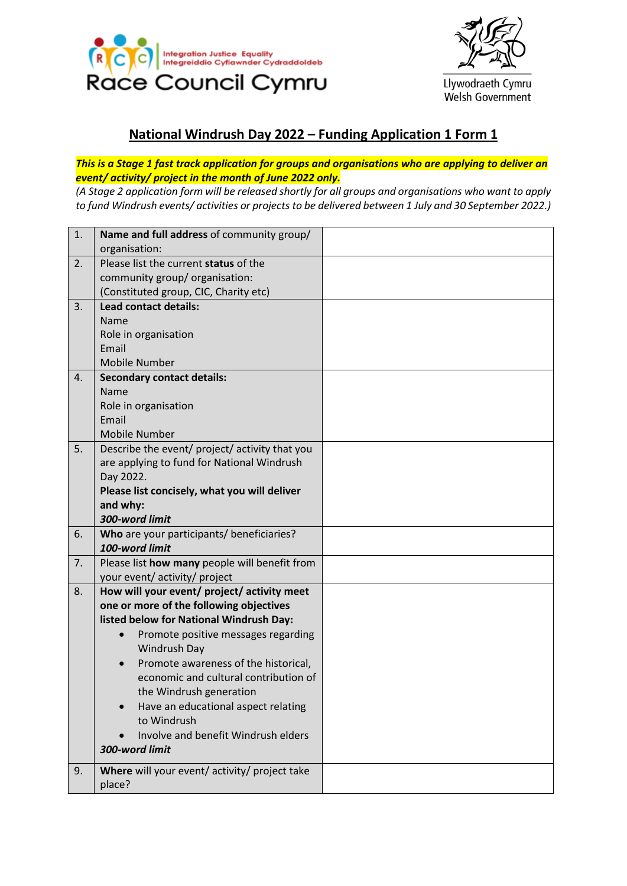Race Council Cymru — Integration Justice Equality / Integreiddio Cyfiawnder Cydraddoldeb

Llywodraeth Cymru Welsh Government

## National Windrush Day 2022 – Funding Application 1 Form 1

***This is a Stage 1 fast track application for groups and organisations who are applying to deliver an event/ activity/ project in the month of June 2022 only.***

*(A Stage 2 application form will be released shortly for all groups and organisations who want to apply to fund Windrush events/ activities or projects to be delivered between 1 July and 30 September 2022.)*

| | | |
|---|---|---|
| 1. | **Name and full address** of community group/ organisation: | |
| 2. | Please list the current **status** of the community group/ organisation: (Constituted group, CIC, Charity etc) | |
| 3. | **Lead contact details:**<br>Name<br>Role in organisation<br>Email<br>Mobile Number | |
| 4. | **Secondary contact details:**<br>Name<br>Role in organisation<br>Email<br>Mobile Number | |
| 5. | Describe the event/ project/ activity that you are applying to fund for National Windrush Day 2022.<br>**Please list concisely, what you will deliver and why:**<br>***300-word limit*** | |
| 6. | **Who** are your participants/ beneficiaries?<br>***100-word limit*** | |
| 7. | Please list **how many** people will benefit from your event/ activity/ project | |
| 8. | **How will your event/ project/ activity meet one or more of the following objectives listed below for National Windrush Day:**<br>• Promote positive messages regarding Windrush Day<br>• Promote awareness of the historical, economic and cultural contribution of the Windrush generation<br>• Have an educational aspect relating to Windrush<br>• Involve and benefit Windrush elders<br>***300-word limit*** | |
| 9. | **Where** will your event/ activity/ project take place? | |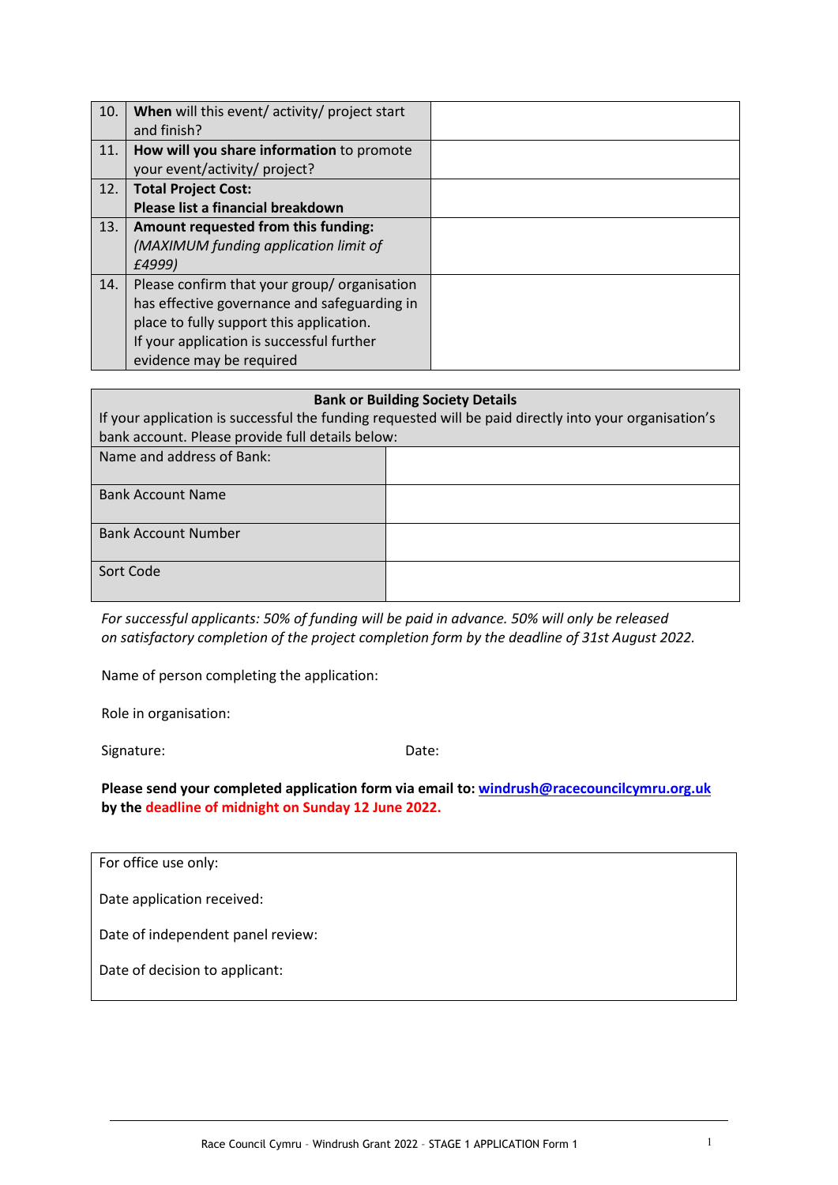| | | |
|---|---|---|
| 10. | **When** will this event/ activity/ project start and finish? | |
| 11. | **How will you share information** to promote your event/activity/ project? | |
| 12. | **Total Project Cost:**<br>**Please list a financial breakdown** | |
| 13. | **Amount requested from this funding:**<br>*(MAXIMUM funding application limit of £4999)* | |
| 14. | Please confirm that your group/ organisation has effective governance and safeguarding in place to fully support this application.<br>If your application is successful further evidence may be required | |

| **Bank or Building Society Details**<br>If your application is successful the funding requested will be paid directly into your organisation's bank account. Please provide full details below: | |
|---|---|
| Name and address of Bank: | |
| Bank Account Name | |
| Bank Account Number | |
| Sort Code | |

*For successful applicants: 50% of funding will be paid in advance. 50% will only be released on satisfactory completion of the project completion form by the deadline of 31st August 2022.*

Name of person completing the application:

Role in organisation:

Signature: Date:

**Please send your completed application form via email to: windrush@racecouncilcymru.org.uk by the deadline of midnight on Sunday 12 June 2022.**

For office use only:

Date application received:

Date of independent panel review:

Date of decision to applicant: